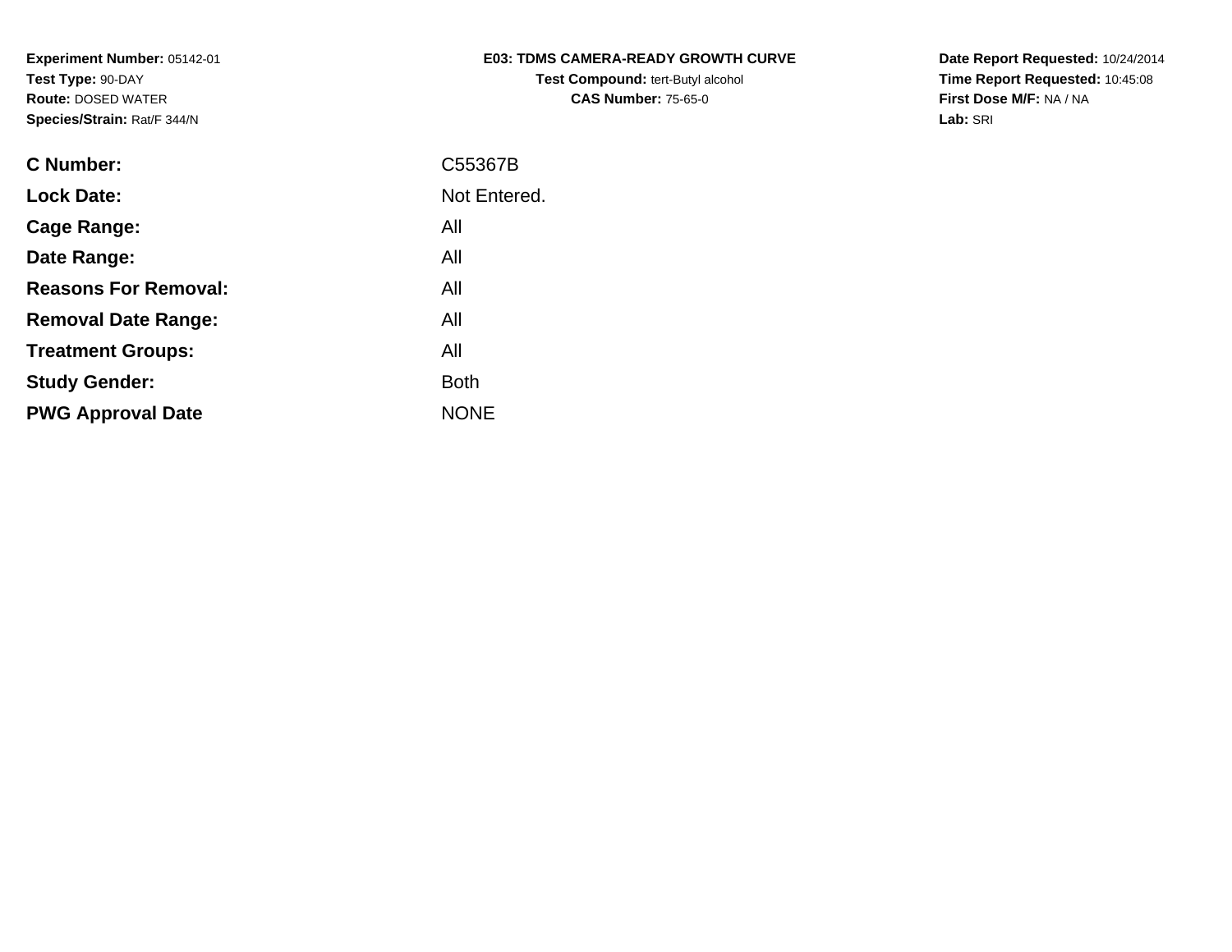**Experiment Number:** 05142-01
**Test Type:** 90-DAY
**Route:** DOSED WATER
**Species/Strain:** Rat/F 344/N

**E03: TDMS CAMERA-READY GROWTH CURVE**
**Test Compound:** tert-Butyl alcohol
**CAS Number:** 75-65-0

**Date Report Requested:** 10/24/2014
**Time Report Requested:** 10:45:08
**First Dose M/F:** NA / NA
**Lab:** SRI

| | |
|---|---|
| **C Number:** | C55367B |
| **Lock Date:** | Not Entered. |
| **Cage Range:** | All |
| **Date Range:** | All |
| **Reasons For Removal:** | All |
| **Removal Date Range:** | All |
| **Treatment Groups:** | All |
| **Study Gender:** | Both |
| **PWG Approval Date** | NONE |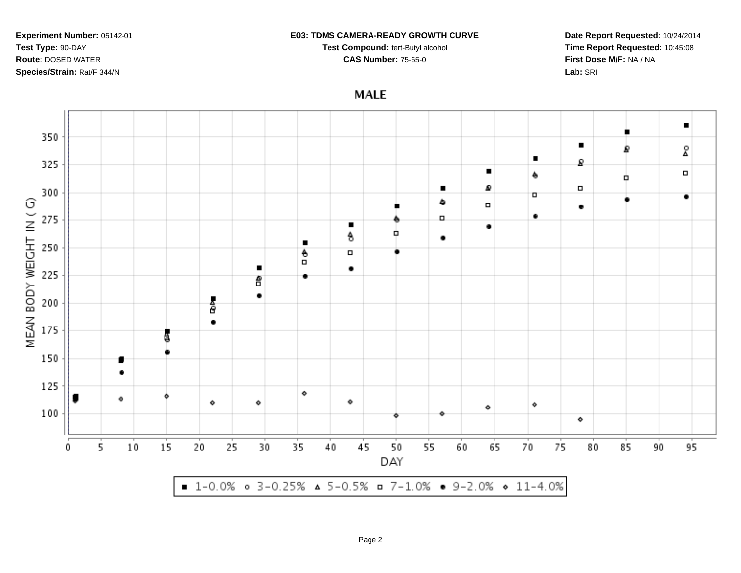**Experiment Number:** 05142-01
**Test Type:** 90-DAY
**Route:** DOSED WATER
**Species/Strain:** Rat/F 344/N

**E03: TDMS CAMERA-READY GROWTH CURVE**
**Test Compound:** tert-Butyl alcohol
**CAS Number:** 75-65-0

**Date Report Requested:** 10/24/2014
**Time Report Requested:** 10:45:08
**First Dose M/F:** NA / NA
**Lab:** SRI

## MALE

MEAN BODY WEIGHT IN ( G )

DAY

■ 1-0.0% ○ 3-0.25% △ 5-0.5% □ 7-1.0% ● 9-2.0% ◇ 11-4.0%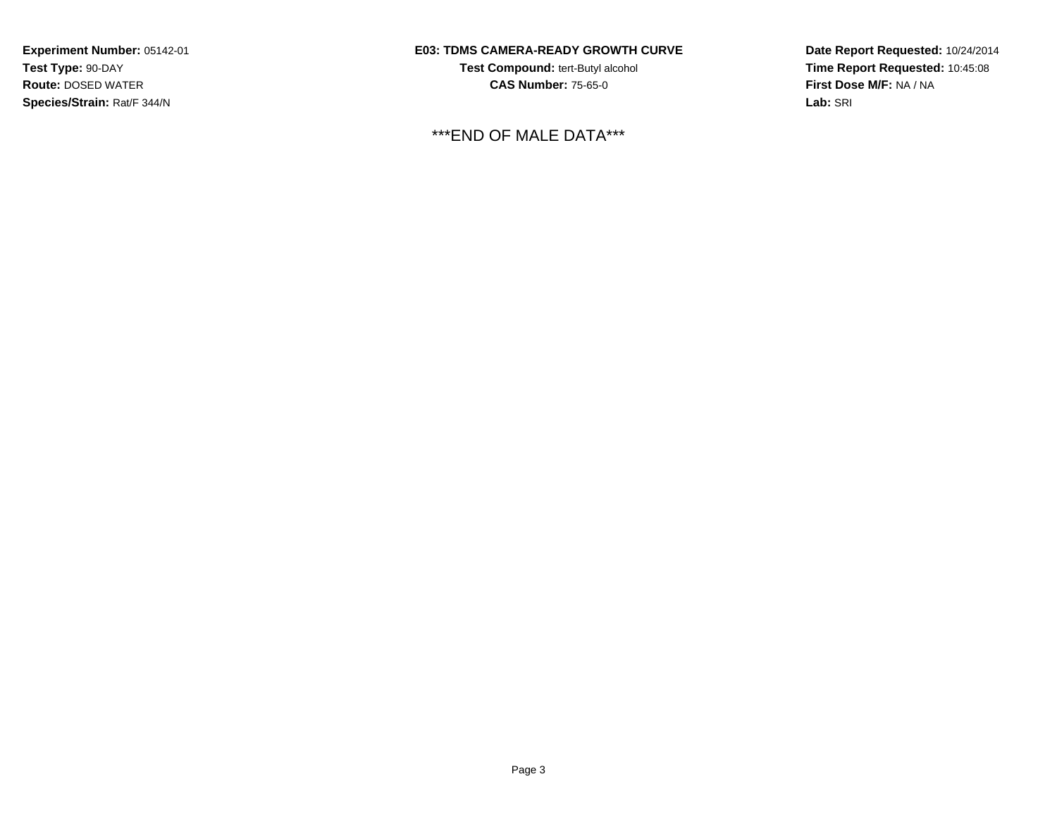**Experiment Number:** 05142-01
**Test Type:** 90-DAY
**Route:** DOSED WATER
**Species/Strain:** Rat/F 344/N

**E03: TDMS CAMERA-READY GROWTH CURVE**
**Test Compound:** tert-Butyl alcohol
**CAS Number:** 75-65-0

**Date Report Requested:** 10/24/2014
**Time Report Requested:** 10:45:08
**First Dose M/F:** NA / NA
**Lab:** SRI

***END OF MALE DATA***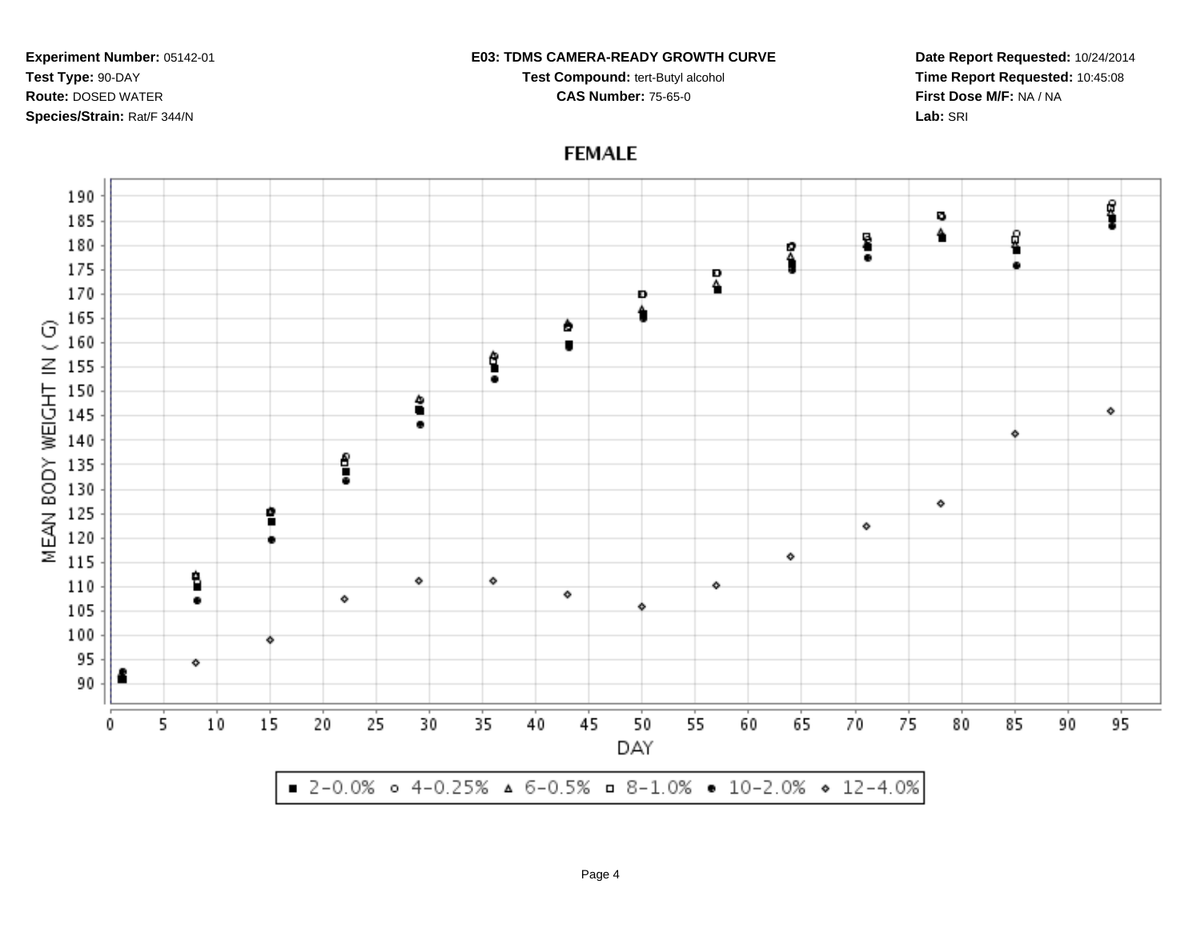**Experiment Number:** 05142-01

**Test Type:** 90-DAY

**Route:** DOSED WATER

**Species/Strain:** Rat/F 344/N

**E03: TDMS CAMERA-READY GROWTH CURVE**

**Test Compound:** tert-Butyl alcohol

**CAS Number:** 75-65-0

**Date Report Requested:** 10/24/2014

**Time Report Requested:** 10:45:08

**First Dose M/F:** NA / NA

**Lab:** SRI

**FEMALE**

MEAN BODY WEIGHT IN ( G)

DAY

■ 2-0.0% ○ 4-0.25% △ 6-0.5% □ 8-1.0% ● 10-2.0% ◇ 12-4.0%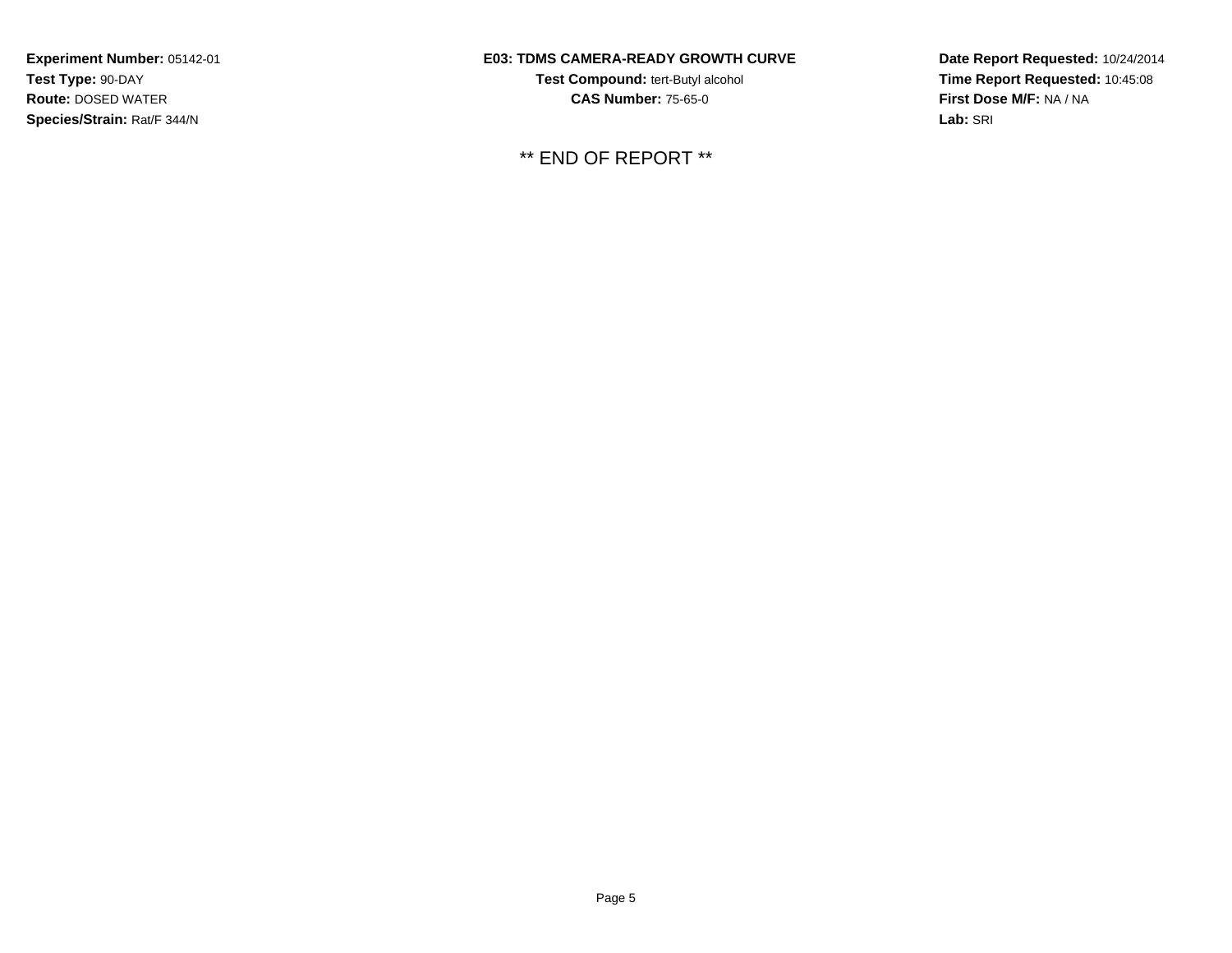**Experiment Number:** 05142-01
**Test Type:** 90-DAY
**Route:** DOSED WATER
**Species/Strain:** Rat/F 344/N

**E03: TDMS CAMERA-READY GROWTH CURVE**
**Test Compound:** tert-Butyl alcohol
**CAS Number:** 75-65-0

**Date Report Requested:** 10/24/2014
**Time Report Requested:** 10:45:08
**First Dose M/F:** NA / NA
**Lab:** SRI

** END OF REPORT **